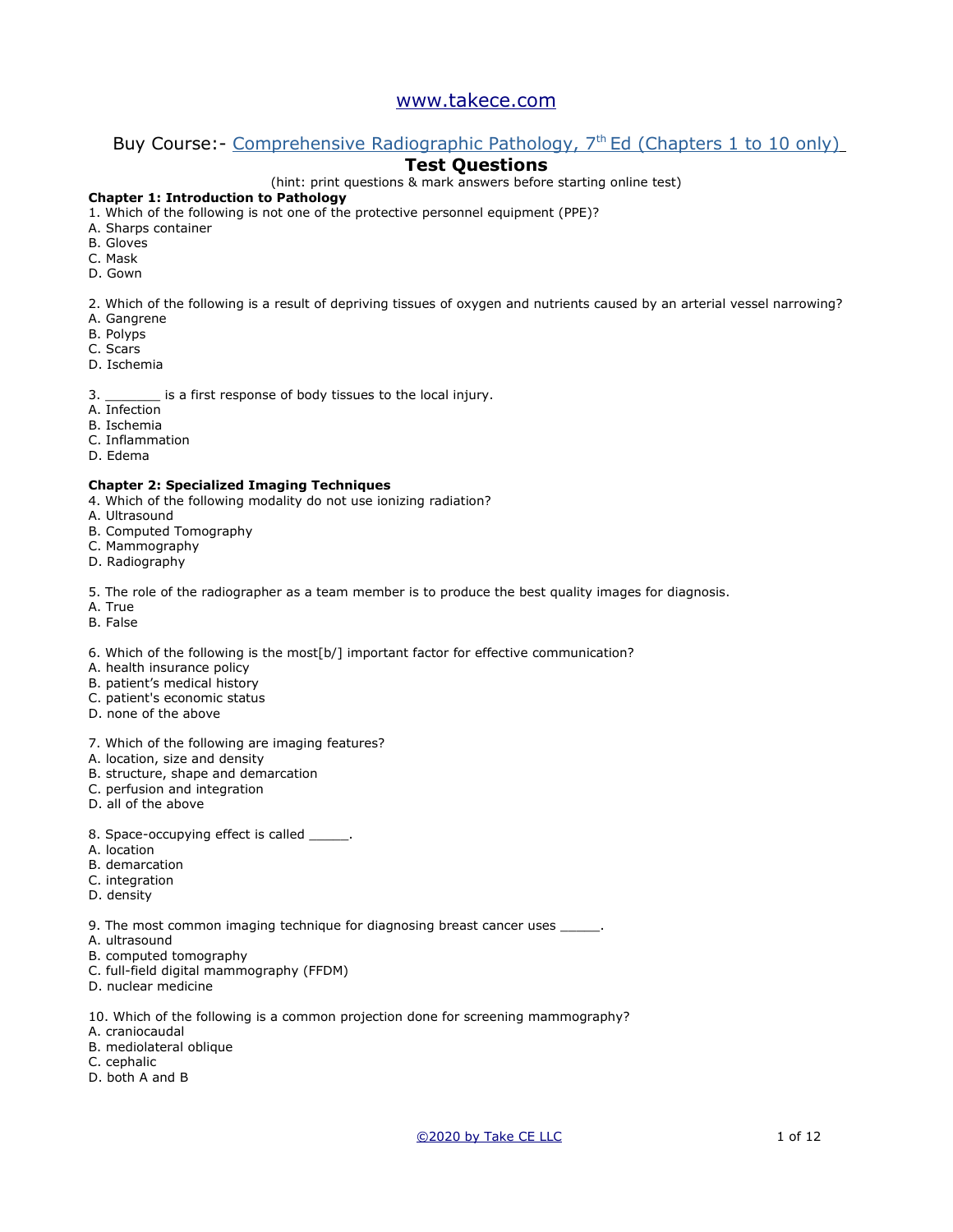www.takece.com

Buy Course:- Comprehensive Radiographic Pathology, 7th Ed (Chapters 1 to 10 only)

# Test Questions

(hint: print questions & mark answers before starting online test)

**Chapter 1: Introduction to Pathology**

1. Which of the following is not one of the protective personnel equipment (PPE)?
A. Sharps container
B. Gloves
C. Mask
D. Gown

2. Which of the following is a result of depriving tissues of oxygen and nutrients caused by an arterial vessel narrowing?
A. Gangrene
B. Polyps
C. Scars
D. Ischemia

3. _______ is a first response of body tissues to the local injury.
A. Infection
B. Ischemia
C. Inflammation
D. Edema

**Chapter 2: Specialized Imaging Techniques**

4. Which of the following modality do not use ionizing radiation?
A. Ultrasound
B. Computed Tomography
C. Mammography
D. Radiography

5. The role of the radiographer as a team member is to produce the best quality images for diagnosis.
A. True
B. False

6. Which of the following is the most[b/] important factor for effective communication?
A. health insurance policy
B. patient's medical history
C. patient's economic status
D. none of the above

7. Which of the following are imaging features?
A. location, size and density
B. structure, shape and demarcation
C. perfusion and integration
D. all of the above

8. Space-occupying effect is called _____.
A. location
B. demarcation
C. integration
D. density

9. The most common imaging technique for diagnosing breast cancer uses _____.
A. ultrasound
B. computed tomography
C. full-field digital mammography (FFDM)
D. nuclear medicine

10. Which of the following is a common projection done for screening mammography?
A. craniocaudal
B. mediolateral oblique
C. cephalic
D. both A and B

©2020 by Take CE LLC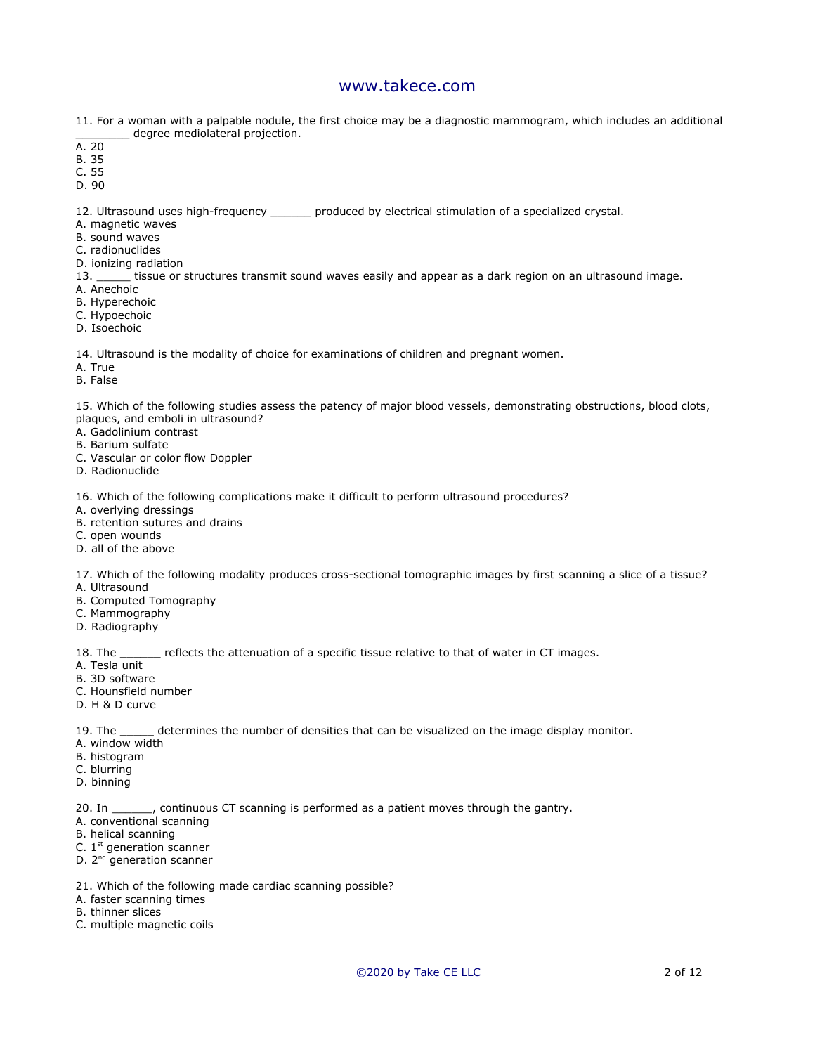11. For a woman with a palpable nodule, the first choice may be a diagnostic mammogram, which includes an additional ________ degree mediolateral projection.
A. 20
B. 35
C. 55
D. 90

12. Ultrasound uses high-frequency ______ produced by electrical stimulation of a specialized crystal.
A. magnetic waves
B. sound waves
C. radionuclides
D. ionizing radiation

13. _____ tissue or structures transmit sound waves easily and appear as a dark region on an ultrasound image.
A. Anechoic
B. Hyperechoic
C. Hypoechoic
D. Isoechoic

14. Ultrasound is the modality of choice for examinations of children and pregnant women.
A. True
B. False

15. Which of the following studies assess the patency of major blood vessels, demonstrating obstructions, blood clots, plaques, and emboli in ultrasound?
A. Gadolinium contrast
B. Barium sulfate
C. Vascular or color flow Doppler
D. Radionuclide

16. Which of the following complications make it difficult to perform ultrasound procedures?
A. overlying dressings
B. retention sutures and drains
C. open wounds
D. all of the above

17. Which of the following modality produces cross-sectional tomographic images by first scanning a slice of a tissue?
A. Ultrasound
B. Computed Tomography
C. Mammography
D. Radiography

18. The ______ reflects the attenuation of a specific tissue relative to that of water in CT images.
A. Tesla unit
B. 3D software
C. Hounsfield number
D. H & D curve

19. The _____ determines the number of densities that can be visualized on the image display monitor.
A. window width
B. histogram
C. blurring
D. binning

20. In ______, continuous CT scanning is performed as a patient moves through the gantry.
A. conventional scanning
B. helical scanning
C. 1st generation scanner
D. 2nd generation scanner

21. Which of the following made cardiac scanning possible?
A. faster scanning times
B. thinner slices
C. multiple magnetic coils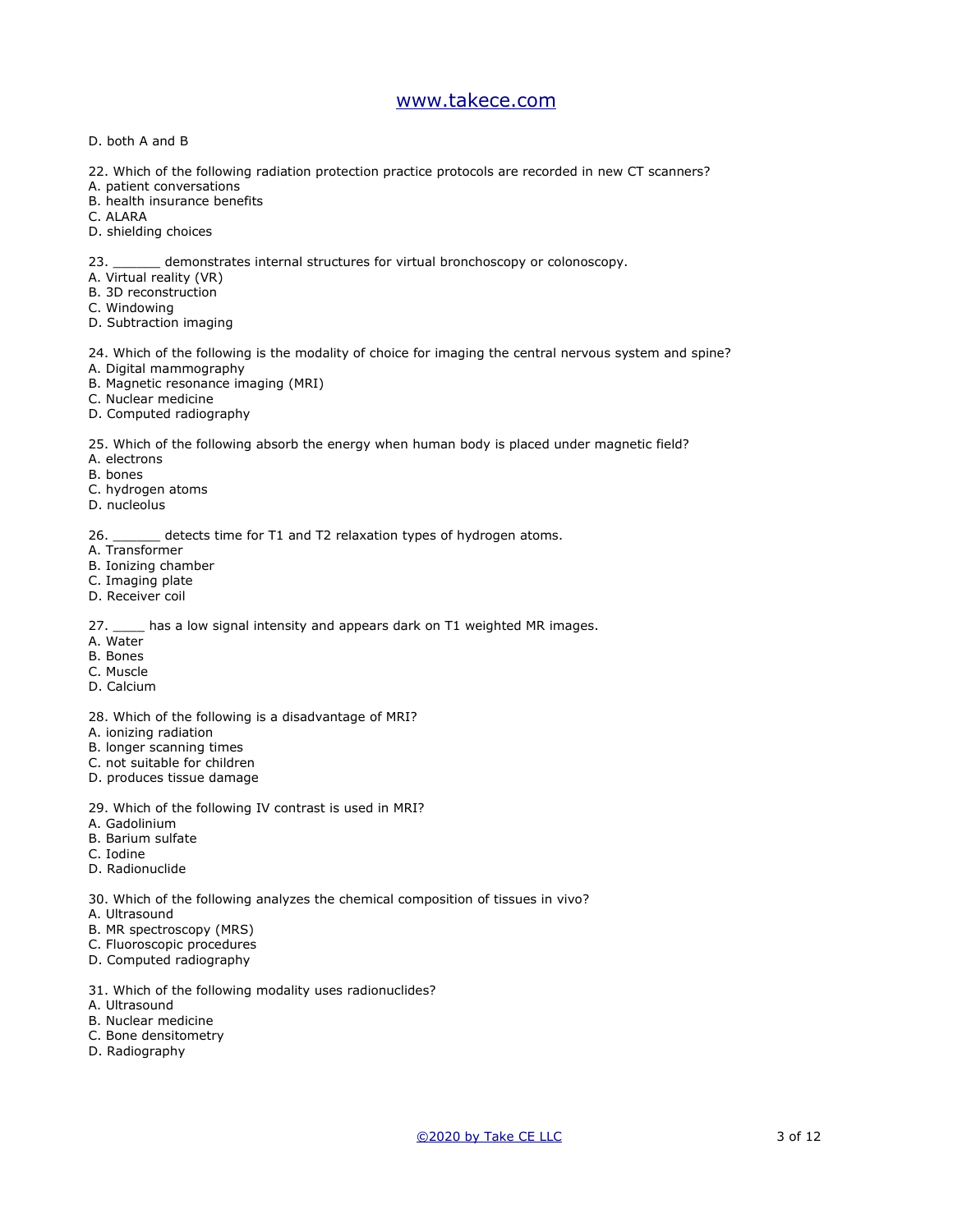D. both A and B

22. Which of the following radiation protection practice protocols are recorded in new CT scanners?
A. patient conversations
B. health insurance benefits
C. ALARA
D. shielding choices

23. ______ demonstrates internal structures for virtual bronchoscopy or colonoscopy.
A. Virtual reality (VR)
B. 3D reconstruction
C. Windowing
D. Subtraction imaging

24. Which of the following is the modality of choice for imaging the central nervous system and spine?
A. Digital mammography
B. Magnetic resonance imaging (MRI)
C. Nuclear medicine
D. Computed radiography

25. Which of the following absorb the energy when human body is placed under magnetic field?
A. electrons
B. bones
C. hydrogen atoms
D. nucleolus

26. ______ detects time for T1 and T2 relaxation types of hydrogen atoms.
A. Transformer
B. Ionizing chamber
C. Imaging plate
D. Receiver coil

27. ____ has a low signal intensity and appears dark on T1 weighted MR images.
A. Water
B. Bones
C. Muscle
D. Calcium

28. Which of the following is a disadvantage of MRI?
A. ionizing radiation
B. longer scanning times
C. not suitable for children
D. produces tissue damage

29. Which of the following IV contrast is used in MRI?
A. Gadolinium
B. Barium sulfate
C. Iodine
D. Radionuclide

30. Which of the following analyzes the chemical composition of tissues in vivo?
A. Ultrasound
B. MR spectroscopy (MRS)
C. Fluoroscopic procedures
D. Computed radiography

31. Which of the following modality uses radionuclides?
A. Ultrasound
B. Nuclear medicine
C. Bone densitometry
D. Radiography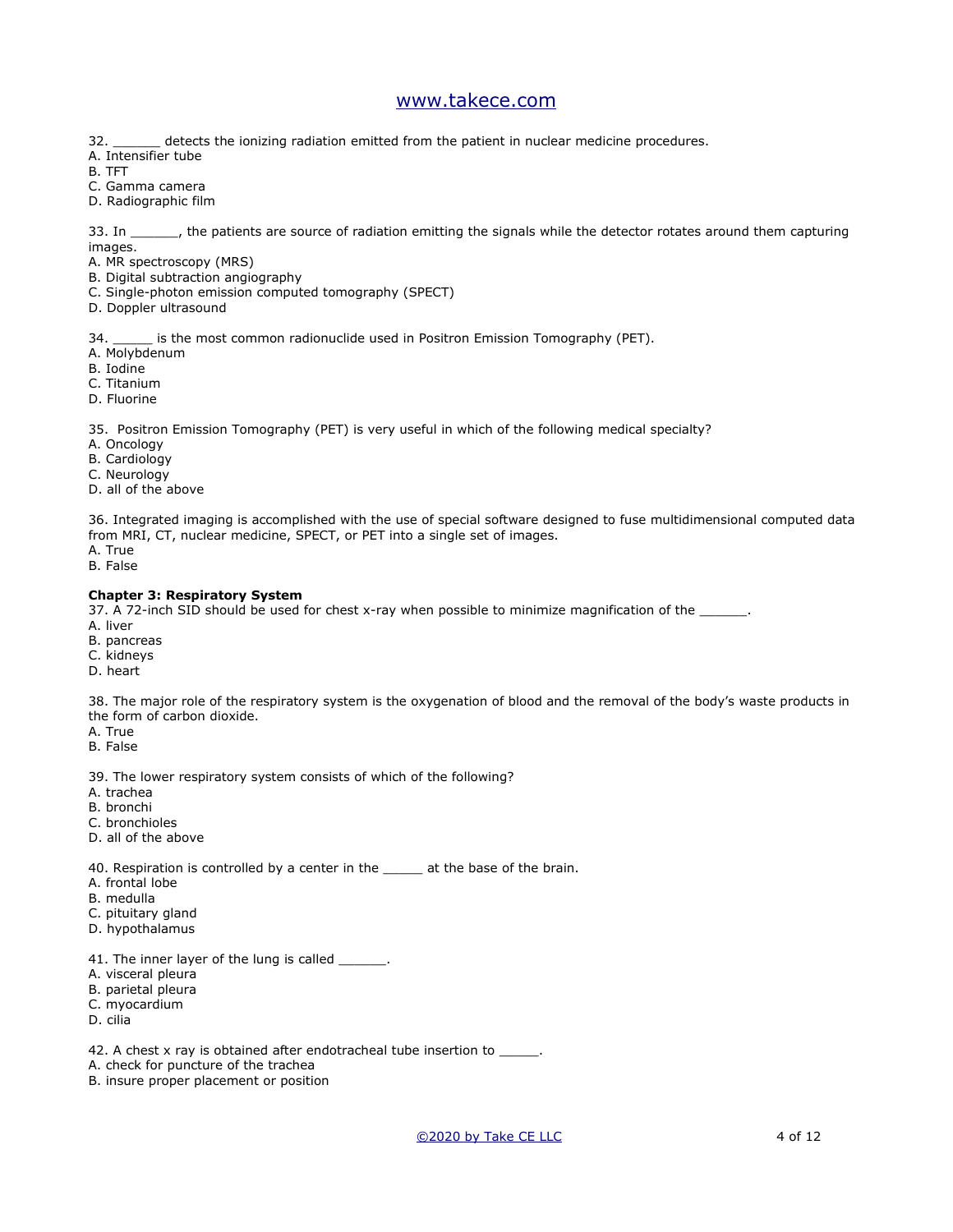32. ______ detects the ionizing radiation emitted from the patient in nuclear medicine procedures.
A. Intensifier tube
B. TFT
C. Gamma camera
D. Radiographic film

33. In ______, the patients are source of radiation emitting the signals while the detector rotates around them capturing images.
A. MR spectroscopy (MRS)
B. Digital subtraction angiography
C. Single-photon emission computed tomography (SPECT)
D. Doppler ultrasound

34. _____ is the most common radionuclide used in Positron Emission Tomography (PET).
A. Molybdenum
B. Iodine
C. Titanium
D. Fluorine

35. Positron Emission Tomography (PET) is very useful in which of the following medical specialty?
A. Oncology
B. Cardiology
C. Neurology
D. all of the above

36. Integrated imaging is accomplished with the use of special software designed to fuse multidimensional computed data from MRI, CT, nuclear medicine, SPECT, or PET into a single set of images.
A. True
B. False

**Chapter 3: Respiratory System**

37. A 72-inch SID should be used for chest x-ray when possible to minimize magnification of the ______.
A. liver
B. pancreas
C. kidneys
D. heart

38. The major role of the respiratory system is the oxygenation of blood and the removal of the body's waste products in the form of carbon dioxide.
A. True
B. False

39. The lower respiratory system consists of which of the following?
A. trachea
B. bronchi
C. bronchioles
D. all of the above

40. Respiration is controlled by a center in the _____ at the base of the brain.
A. frontal lobe
B. medulla
C. pituitary gland
D. hypothalamus

41. The inner layer of the lung is called ______.
A. visceral pleura
B. parietal pleura
C. myocardium
D. cilia

42. A chest x ray is obtained after endotracheal tube insertion to _____.
A. check for puncture of the trachea
B. insure proper placement or position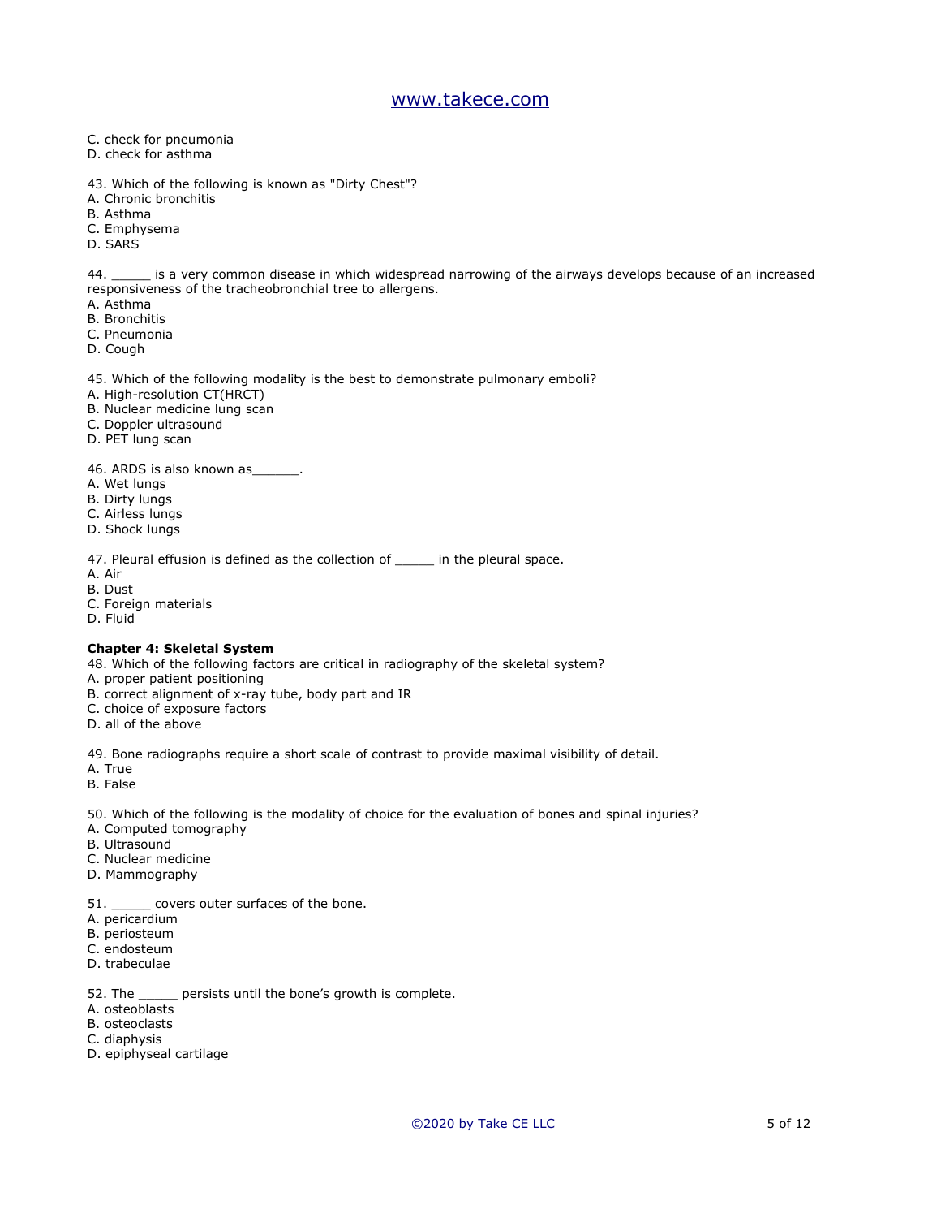C. check for pneumonia
D. check for asthma

43. Which of the following is known as "Dirty Chest"?
A. Chronic bronchitis
B. Asthma
C. Emphysema
D. SARS

44. _____ is a very common disease in which widespread narrowing of the airways develops because of an increased responsiveness of the tracheobronchial tree to allergens.
A. Asthma
B. Bronchitis
C. Pneumonia
D. Cough

45. Which of the following modality is the best to demonstrate pulmonary emboli?
A. High-resolution CT(HRCT)
B. Nuclear medicine lung scan
C. Doppler ultrasound
D. PET lung scan

46. ARDS is also known as______.
A. Wet lungs
B. Dirty lungs
C. Airless lungs
D. Shock lungs

47. Pleural effusion is defined as the collection of _____ in the pleural space.
A. Air
B. Dust
C. Foreign materials
D. Fluid

**Chapter 4: Skeletal System**

48. Which of the following factors are critical in radiography of the skeletal system?
A. proper patient positioning
B. correct alignment of x-ray tube, body part and IR
C. choice of exposure factors
D. all of the above

49. Bone radiographs require a short scale of contrast to provide maximal visibility of detail.
A. True
B. False

50. Which of the following is the modality of choice for the evaluation of bones and spinal injuries?
A. Computed tomography
B. Ultrasound
C. Nuclear medicine
D. Mammography

51. _____ covers outer surfaces of the bone.
A. pericardium
B. periosteum
C. endosteum
D. trabeculae

52. The _____ persists until the bone's growth is complete.
A. osteoblasts
B. osteoclasts
C. diaphysis
D. epiphyseal cartilage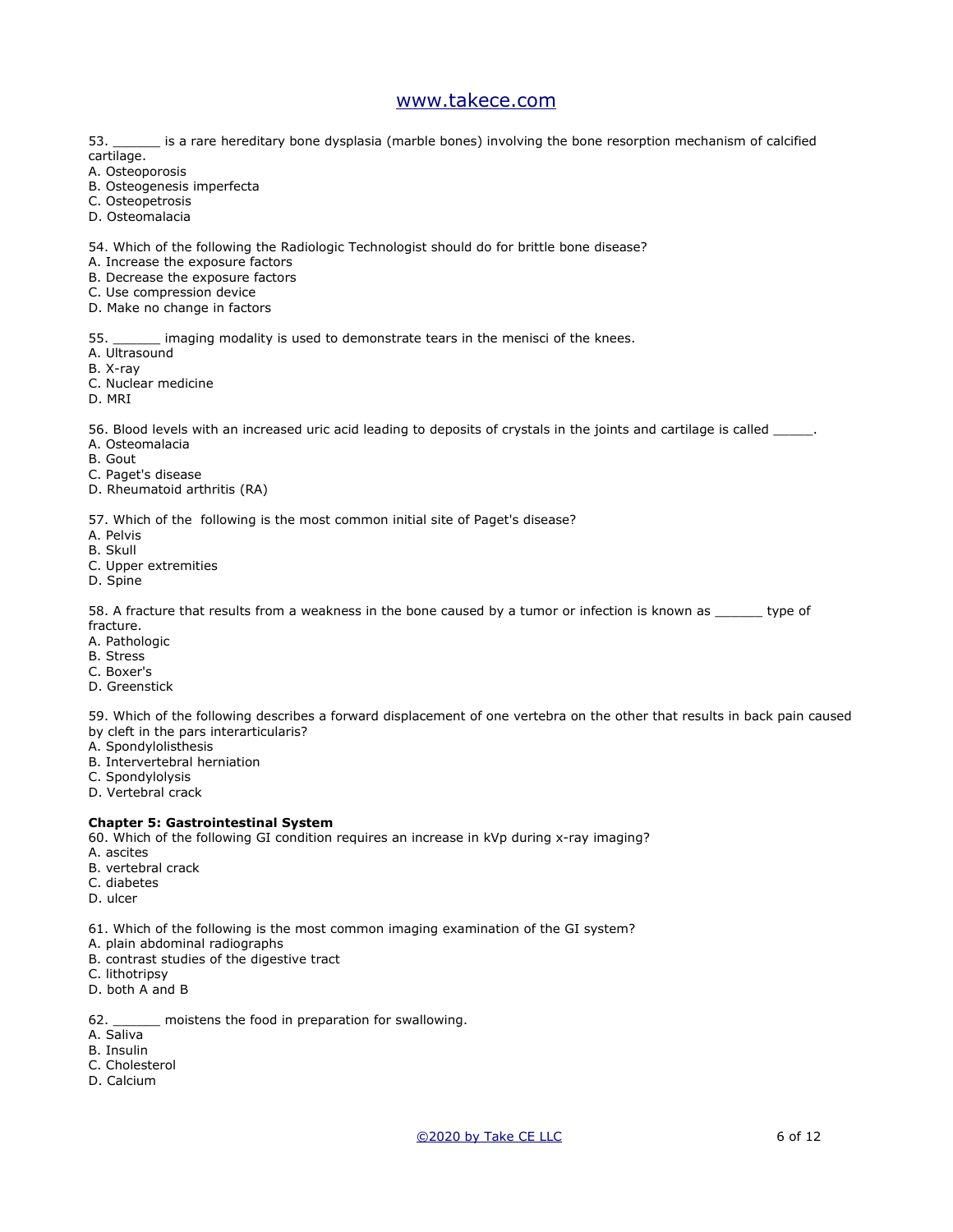53. ______ is a rare hereditary bone dysplasia (marble bones) involving the bone resorption mechanism of calcified cartilage.
A. Osteoporosis
B. Osteogenesis imperfecta
C. Osteopetrosis
D. Osteomalacia

54. Which of the following the Radiologic Technologist should do for brittle bone disease?
A. Increase the exposure factors
B. Decrease the exposure factors
C. Use compression device
D. Make no change in factors

55. ______ imaging modality is used to demonstrate tears in the menisci of the knees.
A. Ultrasound
B. X-ray
C. Nuclear medicine
D. MRI

56. Blood levels with an increased uric acid leading to deposits of crystals in the joints and cartilage is called _____.
A. Osteomalacia
B. Gout
C. Paget's disease
D. Rheumatoid arthritis (RA)

57. Which of the following is the most common initial site of Paget's disease?
A. Pelvis
B. Skull
C. Upper extremities
D. Spine

58. A fracture that results from a weakness in the bone caused by a tumor or infection is known as ______ type of fracture.
A. Pathologic
B. Stress
C. Boxer's
D. Greenstick

59. Which of the following describes a forward displacement of one vertebra on the other that results in back pain caused by cleft in the pars interarticularis?
A. Spondylolisthesis
B. Intervertebral herniation
C. Spondylolysis
D. Vertebral crack

**Chapter 5: Gastrointestinal System**

60. Which of the following GI condition requires an increase in kVp during x-ray imaging?
A. ascites
B. vertebral crack
C. diabetes
D. ulcer

61. Which of the following is the most common imaging examination of the GI system?
A. plain abdominal radiographs
B. contrast studies of the digestive tract
C. lithotripsy
D. both A and B

62. ______ moistens the food in preparation for swallowing.
A. Saliva
B. Insulin
C. Cholesterol
D. Calcium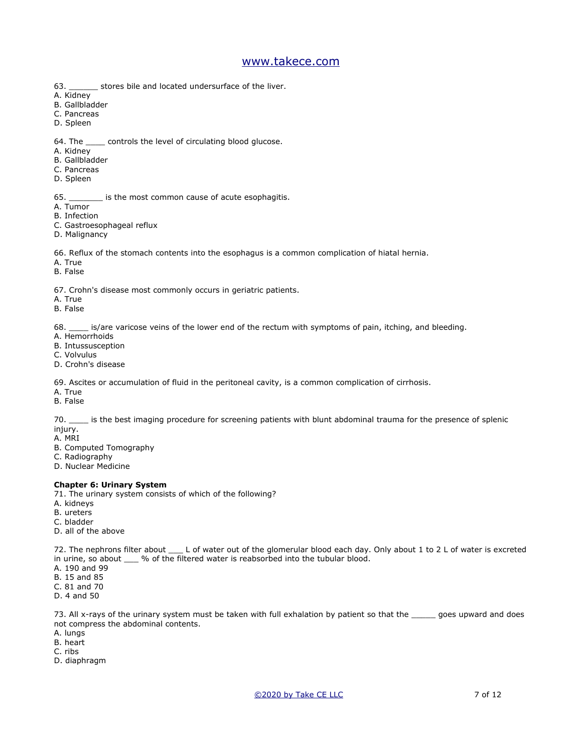63. ______ stores bile and located undersurface of the liver.
A. Kidney
B. Gallbladder
C. Pancreas
D. Spleen

64. The ____ controls the level of circulating blood glucose.
A. Kidney
B. Gallbladder
C. Pancreas
D. Spleen

65. _______ is the most common cause of acute esophagitis.
A. Tumor
B. Infection
C. Gastroesophageal reflux
D. Malignancy

66. Reflux of the stomach contents into the esophagus is a common complication of hiatal hernia.
A. True
B. False

67. Crohn's disease most commonly occurs in geriatric patients.
A. True
B. False

68. ____ is/are varicose veins of the lower end of the rectum with symptoms of pain, itching, and bleeding.
A. Hemorrhoids
B. Intussusception
C. Volvulus
D. Crohn's disease

69. Ascites or accumulation of fluid in the peritoneal cavity, is a common complication of cirrhosis.
A. True
B. False

70. ____ is the best imaging procedure for screening patients with blunt abdominal trauma for the presence of splenic injury.
A. MRI
B. Computed Tomography
C. Radiography
D. Nuclear Medicine

**Chapter 6: Urinary System**

71. The urinary system consists of which of the following?
A. kidneys
B. ureters
C. bladder
D. all of the above

72. The nephrons filter about ___ L of water out of the glomerular blood each day. Only about 1 to 2 L of water is excreted in urine, so about ___ % of the filtered water is reabsorbed into the tubular blood.
A. 190 and 99
B. 15 and 85
C. 81 and 70
D. 4 and 50

73. All x-rays of the urinary system must be taken with full exhalation by patient so that the _____ goes upward and does not compress the abdominal contents.
A. lungs
B. heart
C. ribs
D. diaphragm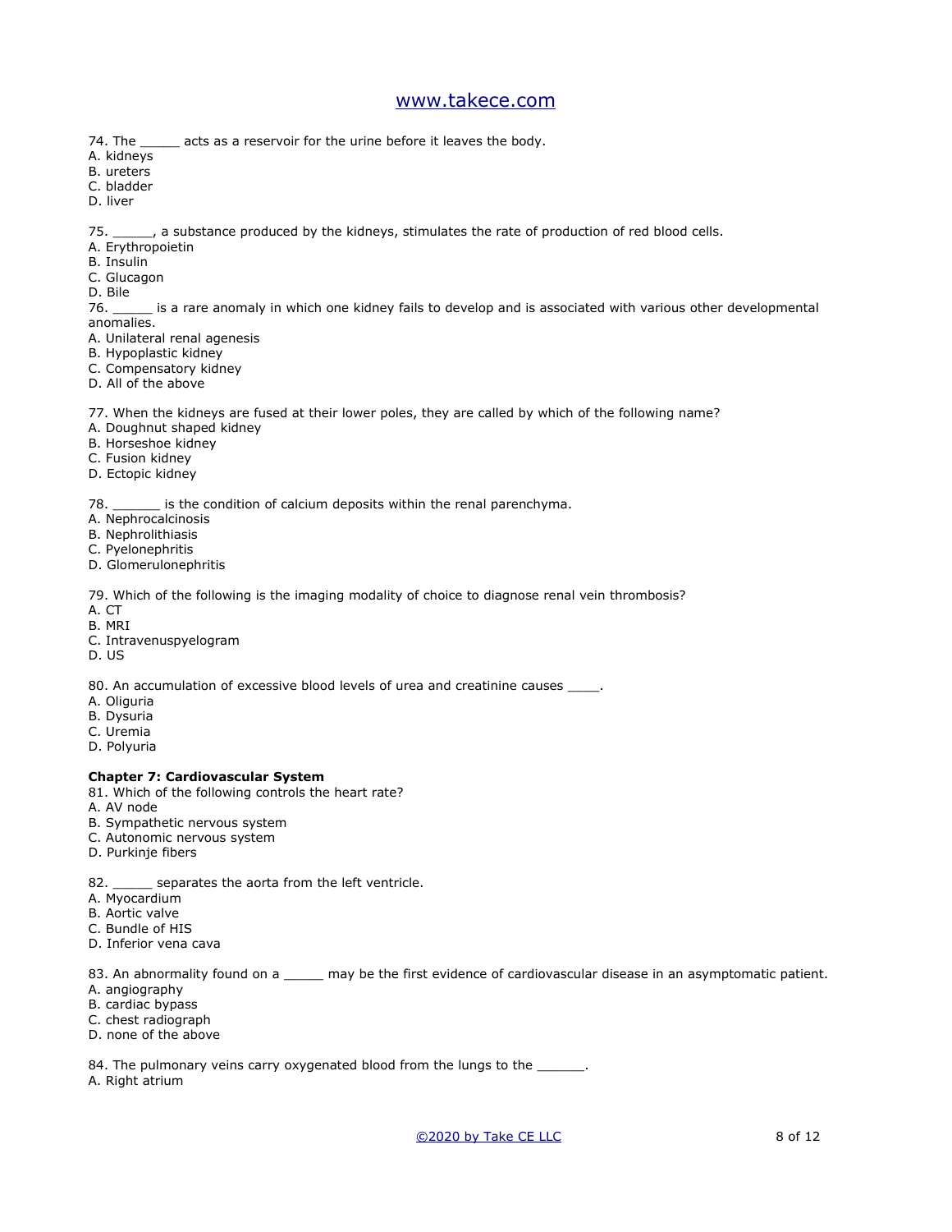74. The _____ acts as a reservoir for the urine before it leaves the body.
A. kidneys
B. ureters
C. bladder
D. liver

75. _____, a substance produced by the kidneys, stimulates the rate of production of red blood cells.
A. Erythropoietin
B. Insulin
C. Glucagon
D. Bile

76. _____ is a rare anomaly in which one kidney fails to develop and is associated with various other developmental anomalies.
A. Unilateral renal agenesis
B. Hypoplastic kidney
C. Compensatory kidney
D. All of the above

77. When the kidneys are fused at their lower poles, they are called by which of the following name?
A. Doughnut shaped kidney
B. Horseshoe kidney
C. Fusion kidney
D. Ectopic kidney

78. ______ is the condition of calcium deposits within the renal parenchyma.
A. Nephrocalcinosis
B. Nephrolithiasis
C. Pyelonephritis
D. Glomerulonephritis

79. Which of the following is the imaging modality of choice to diagnose renal vein thrombosis?
A. CT
B. MRI
C. Intravenuspyelogram
D. US

80. An accumulation of excessive blood levels of urea and creatinine causes ____.
A. Oliguria
B. Dysuria
C. Uremia
D. Polyuria

**Chapter 7: Cardiovascular System**

81. Which of the following controls the heart rate?
A. AV node
B. Sympathetic nervous system
C. Autonomic nervous system
D. Purkinje fibers

82. _____ separates the aorta from the left ventricle.
A. Myocardium
B. Aortic valve
C. Bundle of HIS
D. Inferior vena cava

83. An abnormality found on a _____ may be the first evidence of cardiovascular disease in an asymptomatic patient.
A. angiography
B. cardiac bypass
C. chest radiograph
D. none of the above

84. The pulmonary veins carry oxygenated blood from the lungs to the ______.
A. Right atrium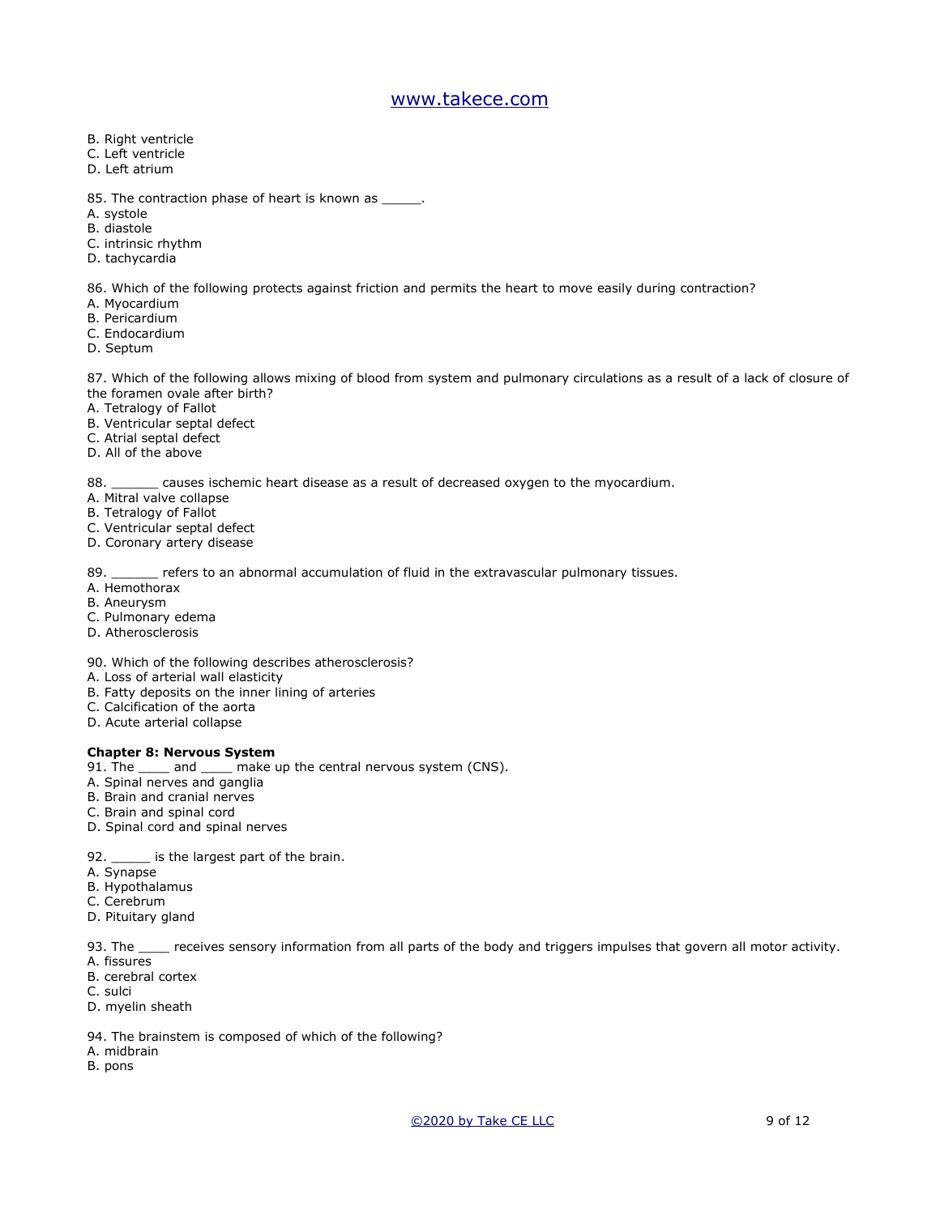B. Right ventricle
C. Left ventricle
D. Left atrium

85. The contraction phase of heart is known as _____.
A. systole
B. diastole
C. intrinsic rhythm
D, tachycardia

86. Which of the following protects against friction and permits the heart to move easily during contraction?
A. Myocardium
B. Pericardium
C. Endocardium
D. Septum

87. Which of the following allows mixing of blood from system and pulmonary circulations as a result of a lack of closure of the foramen ovale after birth?
A. Tetralogy of Fallot
B. Ventricular septal defect
C. Atrial septal defect
D. All of the above

88. ______ causes ischemic heart disease as a result of decreased oxygen to the myocardium.
A. Mitral valve collapse
B. Tetralogy of Fallot
C. Ventricular septal defect
D. Coronary artery disease

89. ______ refers to an abnormal accumulation of fluid in the extravascular pulmonary tissues.
A. Hemothorax
B. Aneurysm
C. Pulmonary edema
D. Atherosclerosis

90. Which of the following describes atherosclerosis?
A. Loss of arterial wall elasticity
B. Fatty deposits on the inner lining of arteries
C. Calcification of the aorta
D. Acute arterial collapse

**Chapter 8: Nervous System**

91. The ____ and ____ make up the central nervous system (CNS).
A. Spinal nerves and ganglia
B. Brain and cranial nerves
C. Brain and spinal cord
D. Spinal cord and spinal nerves

92. _____ is the largest part of the brain.
A. Synapse
B. Hypothalamus
C. Cerebrum
D. Pituitary gland

93. The ____ receives sensory information from all parts of the body and triggers impulses that govern all motor activity.
A. fissures
B. cerebral cortex
C. sulci
D. myelin sheath

94. The brainstem is composed of which of the following?
A. midbrain
B. pons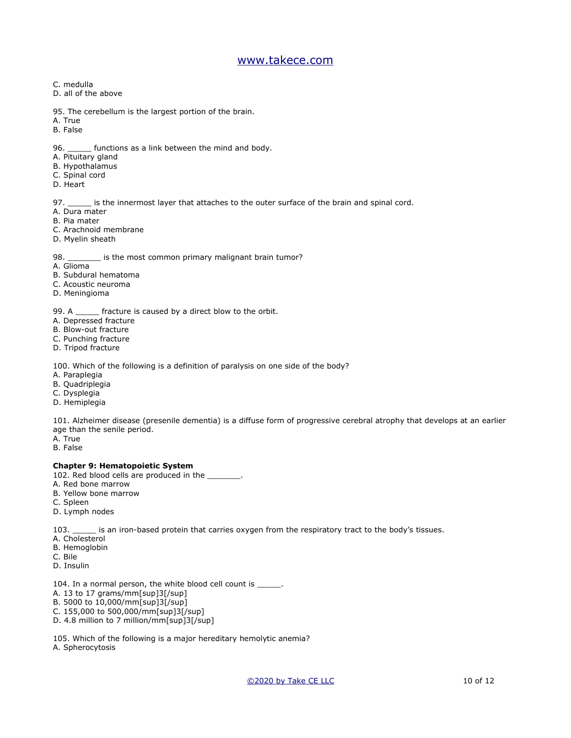C. medulla
D. all of the above

95. The cerebellum is the largest portion of the brain.
A. True
B. False

96. _____ functions as a link between the mind and body.
A. Pituitary gland
B. Hypothalamus
C. Spinal cord
D. Heart

97. _____ is the innermost layer that attaches to the outer surface of the brain and spinal cord.
A. Dura mater
B. Pia mater
C. Arachnoid membrane
D. Myelin sheath

98. _______ is the most common primary malignant brain tumor?
A. Glioma
B. Subdural hematoma
C. Acoustic neuroma
D. Meningioma

99. A _____ fracture is caused by a direct blow to the orbit.
A. Depressed fracture
B. Blow-out fracture
C. Punching fracture
D. Tripod fracture

100. Which of the following is a definition of paralysis on one side of the body?
A. Paraplegia
B. Quadriplegia
C. Dysplegia
D. Hemiplegia

101. Alzheimer disease (presenile dementia) is a diffuse form of progressive cerebral atrophy that develops at an earlier age than the senile period.
A. True
B. False

**Chapter 9: Hematopoietic System**

102. Red blood cells are produced in the _______.
A. Red bone marrow
B. Yellow bone marrow
C. Spleen
D. Lymph nodes

103. _____ is an iron-based protein that carries oxygen from the respiratory tract to the body's tissues.
A. Cholesterol
B. Hemoglobin
C. Bile
D. Insulin

104. In a normal person, the white blood cell count is _____.
A. 13 to 17 grams/$mm^3$
B. 5000 to 10,000/$mm^3$
C. 155,000 to 500,000/$mm^3$
D. 4.8 million to 7 million/$mm^3$

105. Which of the following is a major hereditary hemolytic anemia?
A. Spherocytosis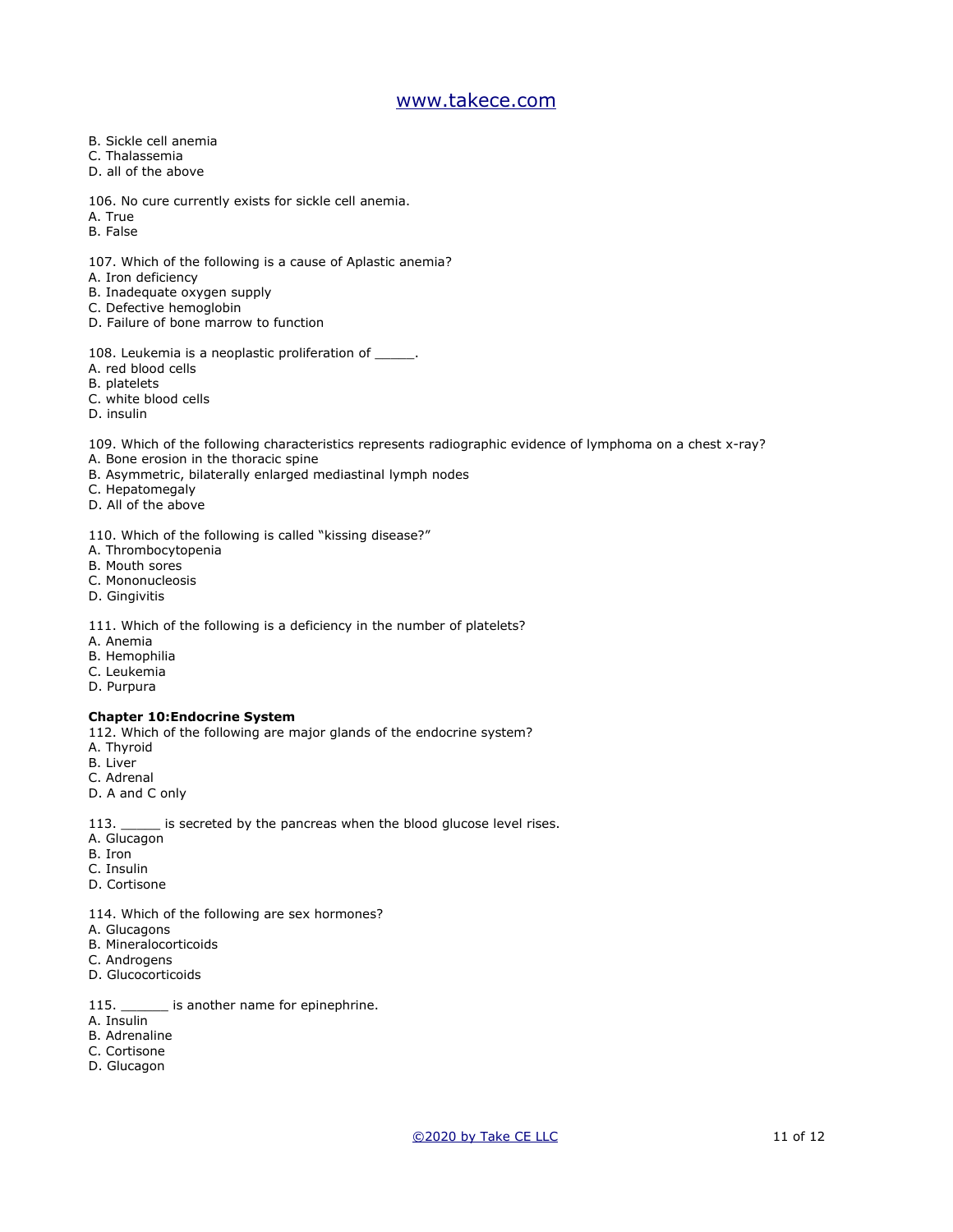B. Sickle cell anemia
C. Thalassemia
D. all of the above

106. No cure currently exists for sickle cell anemia.
A. True
B. False

107. Which of the following is a cause of Aplastic anemia?
A. Iron deficiency
B. Inadequate oxygen supply
C. Defective hemoglobin
D. Failure of bone marrow to function

108. Leukemia is a neoplastic proliferation of _____.
A. red blood cells
B. platelets
C. white blood cells
D. insulin

109. Which of the following characteristics represents radiographic evidence of lymphoma on a chest x-ray?
A. Bone erosion in the thoracic spine
B. Asymmetric, bilaterally enlarged mediastinal lymph nodes
C. Hepatomegaly
D. All of the above

110. Which of the following is called "kissing disease?"
A. Thrombocytopenia
B. Mouth sores
C. Mononucleosis
D. Gingivitis

111. Which of the following is a deficiency in the number of platelets?
A. Anemia
B. Hemophilia
C. Leukemia
D. Purpura

**Chapter 10:Endocrine System**

112. Which of the following are major glands of the endocrine system?
A. Thyroid
B. Liver
C. Adrenal
D. A and C only

113. _____ is secreted by the pancreas when the blood glucose level rises.
A. Glucagon
B. Iron
C. Insulin
D. Cortisone

114. Which of the following are sex hormones?
A. Glucagons
B. Mineralocorticoids
C. Androgens
D. Glucocorticoids

115. ______ is another name for epinephrine.
A. Insulin
B. Adrenaline
C. Cortisone
D. Glucagon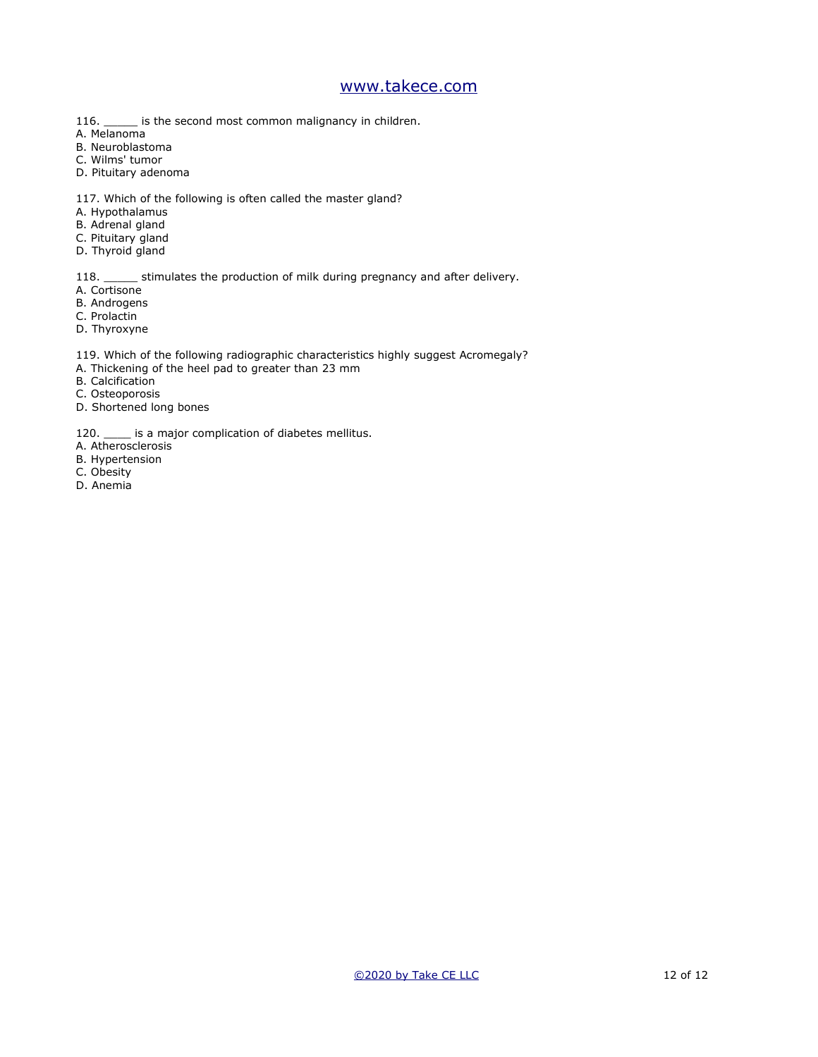116. _____ is the second most common malignancy in children.
A. Melanoma
B. Neuroblastoma
C. Wilms' tumor
D. Pituitary adenoma

117. Which of the following is often called the master gland?
A. Hypothalamus
B. Adrenal gland
C. Pituitary gland
D. Thyroid gland

118. _____ stimulates the production of milk during pregnancy and after delivery.
A. Cortisone
B. Androgens
C. Prolactin
D. Thyroxyne

119. Which of the following radiographic characteristics highly suggest Acromegaly?
A. Thickening of the heel pad to greater than 23 mm
B. Calcification
C. Osteoporosis
D. Shortened long bones

120. ____ is a major complication of diabetes mellitus.
A. Atherosclerosis
B. Hypertension
C. Obesity
D. Anemia